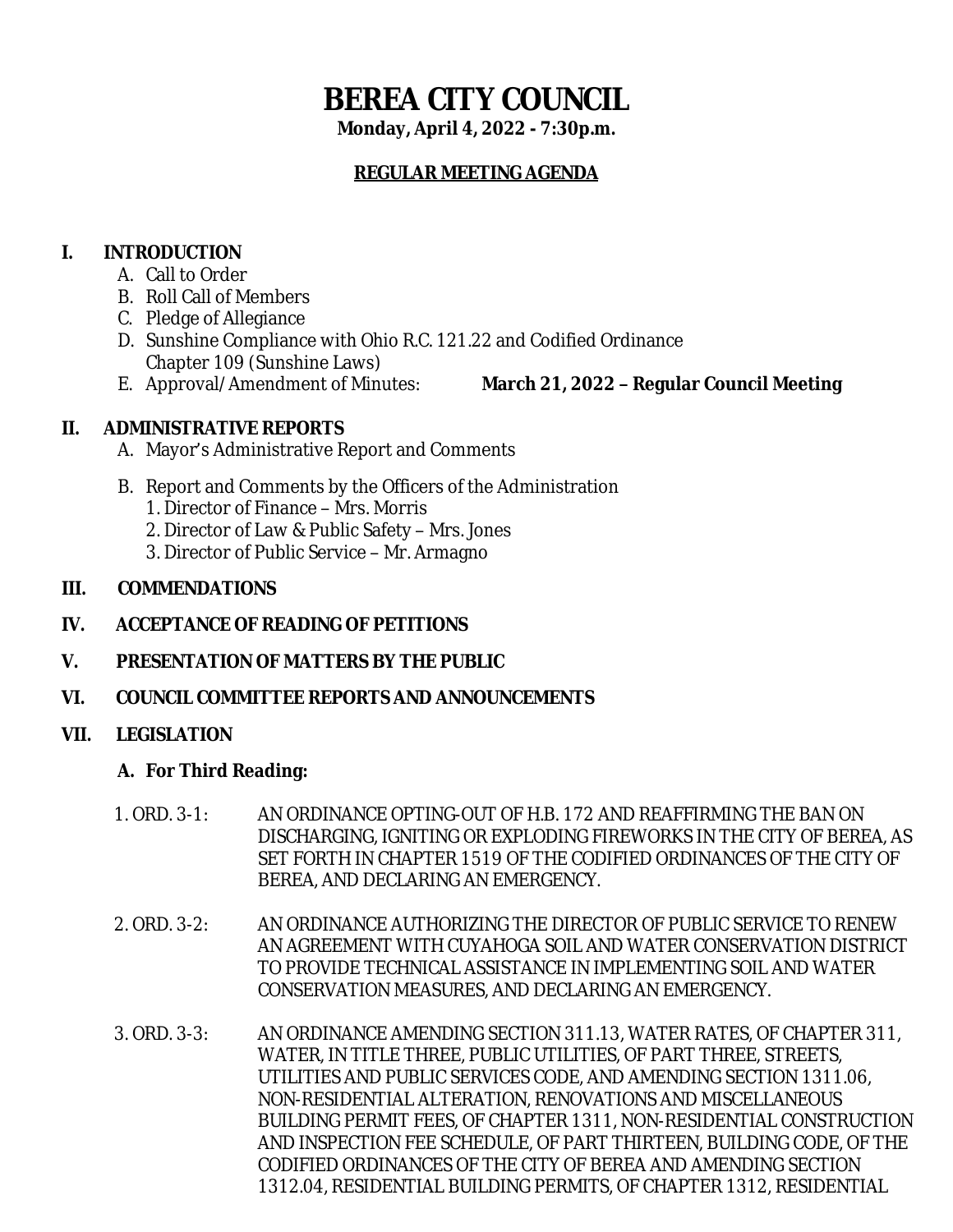# BEREA CITY COUNCIL

**Monday, April 4, 2022 - 7:30p.m.**

**REGULAR MEETING AGENDA**

## I. INTRODUCTION

A. Call to Order
B. Roll Call of Members
C. Pledge of Allegiance
D. Sunshine Compliance with Ohio R.C. 121.22 and Codified Ordinance Chapter 109 (Sunshine Laws)
E. Approval/Amendment of Minutes: **March 21, 2022 – Regular Council Meeting**

## II. ADMINISTRATIVE REPORTS

A. Mayor's Administrative Report and Comments

B. Report and Comments by the Officers of the Administration
1. Director of Finance – Mrs. Morris
2. Director of Law & Public Safety – Mrs. Jones
3. Director of Public Service – Mr. Armagno

## III. COMMENDATIONS

## IV. ACCEPTANCE OF READING OF PETITIONS

## V. PRESENTATION OF MATTERS BY THE PUBLIC

## VI. COUNCIL COMMITTEE REPORTS AND ANNOUNCEMENTS

## VII. LEGISLATION

### A. For Third Reading:

1. ORD. 3-1: AN ORDINANCE OPTING-OUT OF H.B. 172 AND REAFFIRMING THE BAN ON DISCHARGING, IGNITING OR EXPLODING FIREWORKS IN THE CITY OF BEREA, AS SET FORTH IN CHAPTER 1519 OF THE CODIFIED ORDINANCES OF THE CITY OF BEREA, AND DECLARING AN EMERGENCY.

2. ORD. 3-2: AN ORDINANCE AUTHORIZING THE DIRECTOR OF PUBLIC SERVICE TO RENEW AN AGREEMENT WITH CUYAHOGA SOIL AND WATER CONSERVATION DISTRICT TO PROVIDE TECHNICAL ASSISTANCE IN IMPLEMENTING SOIL AND WATER CONSERVATION MEASURES, AND DECLARING AN EMERGENCY.

3. ORD. 3-3: AN ORDINANCE AMENDING SECTION 311.13, WATER RATES, OF CHAPTER 311, WATER, IN TITLE THREE, PUBLIC UTILITIES, OF PART THREE, STREETS, UTILITIES AND PUBLIC SERVICES CODE, AND AMENDING SECTION 1311.06, NON-RESIDENTIAL ALTERATION, RENOVATIONS AND MISCELLANEOUS BUILDING PERMIT FEES, OF CHAPTER 1311, NON-RESIDENTIAL CONSTRUCTION AND INSPECTION FEE SCHEDULE, OF PART THIRTEEN, BUILDING CODE, OF THE CODIFIED ORDINANCES OF THE CITY OF BEREA AND AMENDING SECTION 1312.04, RESIDENTIAL BUILDING PERMITS, OF CHAPTER 1312, RESIDENTIAL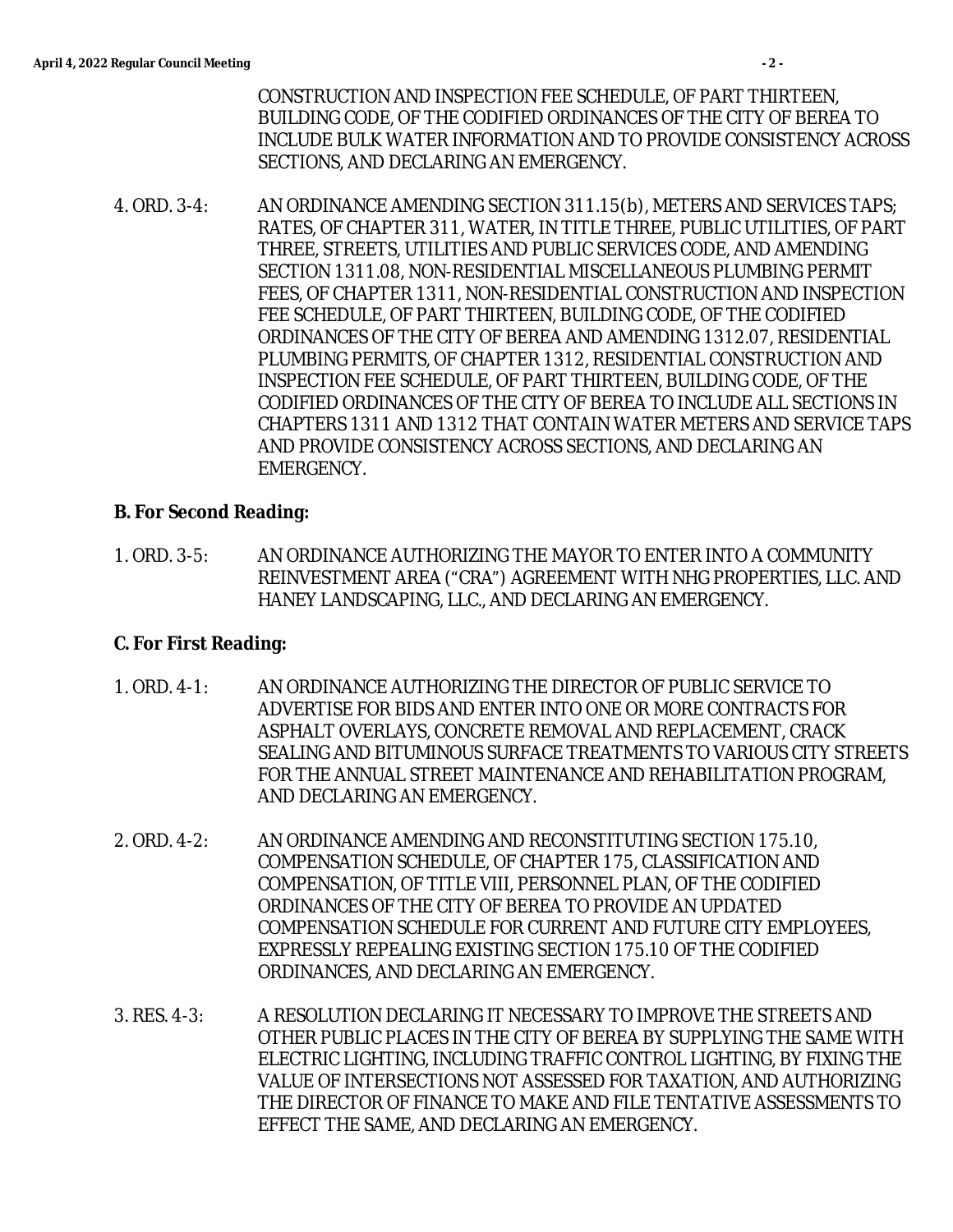CONSTRUCTION AND INSPECTION FEE SCHEDULE, OF PART THIRTEEN, BUILDING CODE, OF THE CODIFIED ORDINANCES OF THE CITY OF BEREA TO INCLUDE BULK WATER INFORMATION AND TO PROVIDE CONSISTENCY ACROSS SECTIONS, AND DECLARING AN EMERGENCY.

4. ORD. 3-4: AN ORDINANCE AMENDING SECTION 311.15(b), METERS AND SERVICES TAPS; RATES, OF CHAPTER 311, WATER, IN TITLE THREE, PUBLIC UTILITIES, OF PART THREE, STREETS, UTILITIES AND PUBLIC SERVICES CODE, AND AMENDING SECTION 1311.08, NON-RESIDENTIAL MISCELLANEOUS PLUMBING PERMIT FEES, OF CHAPTER 1311, NON-RESIDENTIAL CONSTRUCTION AND INSPECTION FEE SCHEDULE, OF PART THIRTEEN, BUILDING CODE, OF THE CODIFIED ORDINANCES OF THE CITY OF BEREA AND AMENDING 1312.07, RESIDENTIAL PLUMBING PERMITS, OF CHAPTER 1312, RESIDENTIAL CONSTRUCTION AND INSPECTION FEE SCHEDULE, OF PART THIRTEEN, BUILDING CODE, OF THE CODIFIED ORDINANCES OF THE CITY OF BEREA TO INCLUDE ALL SECTIONS IN CHAPTERS 1311 AND 1312 THAT CONTAIN WATER METERS AND SERVICE TAPS AND PROVIDE CONSISTENCY ACROSS SECTIONS, AND DECLARING AN EMERGENCY.

**B. For Second Reading:**

1. ORD. 3-5: AN ORDINANCE AUTHORIZING THE MAYOR TO ENTER INTO A COMMUNITY REINVESTMENT AREA (“CRA”) AGREEMENT WITH NHG PROPERTIES, LLC. AND HANEY LANDSCAPING, LLC., AND DECLARING AN EMERGENCY.

**C. For First Reading:**

1. ORD. 4-1: AN ORDINANCE AUTHORIZING THE DIRECTOR OF PUBLIC SERVICE TO ADVERTISE FOR BIDS AND ENTER INTO ONE OR MORE CONTRACTS FOR ASPHALT OVERLAYS, CONCRETE REMOVAL AND REPLACEMENT, CRACK SEALING AND BITUMINOUS SURFACE TREATMENTS TO VARIOUS CITY STREETS FOR THE ANNUAL STREET MAINTENANCE AND REHABILITATION PROGRAM, AND DECLARING AN EMERGENCY.

2. ORD. 4-2: AN ORDINANCE AMENDING AND RECONSTITUTING SECTION 175.10, COMPENSATION SCHEDULE, OF CHAPTER 175, CLASSIFICATION AND COMPENSATION, OF TITLE VIII, PERSONNEL PLAN, OF THE CODIFIED ORDINANCES OF THE CITY OF BEREA TO PROVIDE AN UPDATED COMPENSATION SCHEDULE FOR CURRENT AND FUTURE CITY EMPLOYEES, EXPRESSLY REPEALING EXISTING SECTION 175.10 OF THE CODIFIED ORDINANCES, AND DECLARING AN EMERGENCY.

3. RES. 4-3: A RESOLUTION DECLARING IT NECESSARY TO IMPROVE THE STREETS AND OTHER PUBLIC PLACES IN THE CITY OF BEREA BY SUPPLYING THE SAME WITH ELECTRIC LIGHTING, INCLUDING TRAFFIC CONTROL LIGHTING, BY FIXING THE VALUE OF INTERSECTIONS NOT ASSESSED FOR TAXATION, AND AUTHORIZING THE DIRECTOR OF FINANCE TO MAKE AND FILE TENTATIVE ASSESSMENTS TO EFFECT THE SAME, AND DECLARING AN EMERGENCY.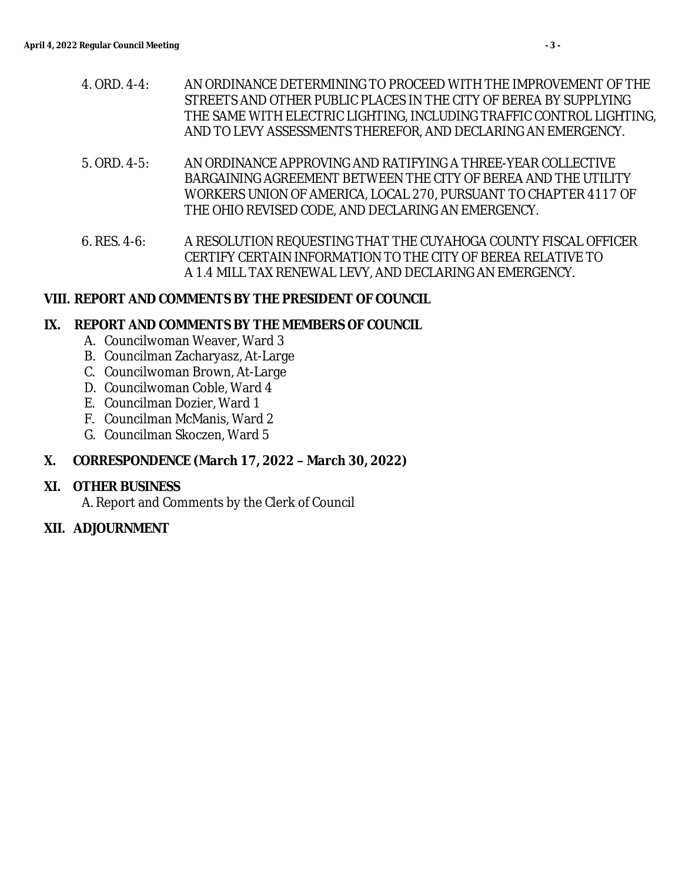4. ORD. 4-4: AN ORDINANCE DETERMINING TO PROCEED WITH THE IMPROVEMENT OF THE STREETS AND OTHER PUBLIC PLACES IN THE CITY OF BEREA BY SUPPLYING THE SAME WITH ELECTRIC LIGHTING, INCLUDING TRAFFIC CONTROL LIGHTING, AND TO LEVY ASSESSMENTS THEREFOR, AND DECLARING AN EMERGENCY.

5. ORD. 4-5: AN ORDINANCE APPROVING AND RATIFYING A THREE-YEAR COLLECTIVE BARGAINING AGREEMENT BETWEEN THE CITY OF BEREA AND THE UTILITY WORKERS UNION OF AMERICA, LOCAL 270, PURSUANT TO CHAPTER 4117 OF THE OHIO REVISED CODE, AND DECLARING AN EMERGENCY.

6. RES. 4-6: A RESOLUTION REQUESTING THAT THE CUYAHOGA COUNTY FISCAL OFFICER CERTIFY CERTAIN INFORMATION TO THE CITY OF BEREA RELATIVE TO A 1.4 MILL TAX RENEWAL LEVY, AND DECLARING AN EMERGENCY.

**VIII. REPORT AND COMMENTS BY THE PRESIDENT OF COUNCIL**

**IX. REPORT AND COMMENTS BY THE MEMBERS OF COUNCIL**

A. Councilwoman Weaver, Ward 3
B. Councilman Zacharyasz, At-Large
C. Councilwoman Brown, At-Large
D. Councilwoman Coble, Ward 4
E. Councilman Dozier, Ward 1
F. Councilman McManis, Ward 2
G. Councilman Skoczen, Ward 5

**X. CORRESPONDENCE (March 17, 2022 – March 30, 2022)**

**XI. OTHER BUSINESS**

A. Report and Comments by the Clerk of Council

**XII. ADJOURNMENT**